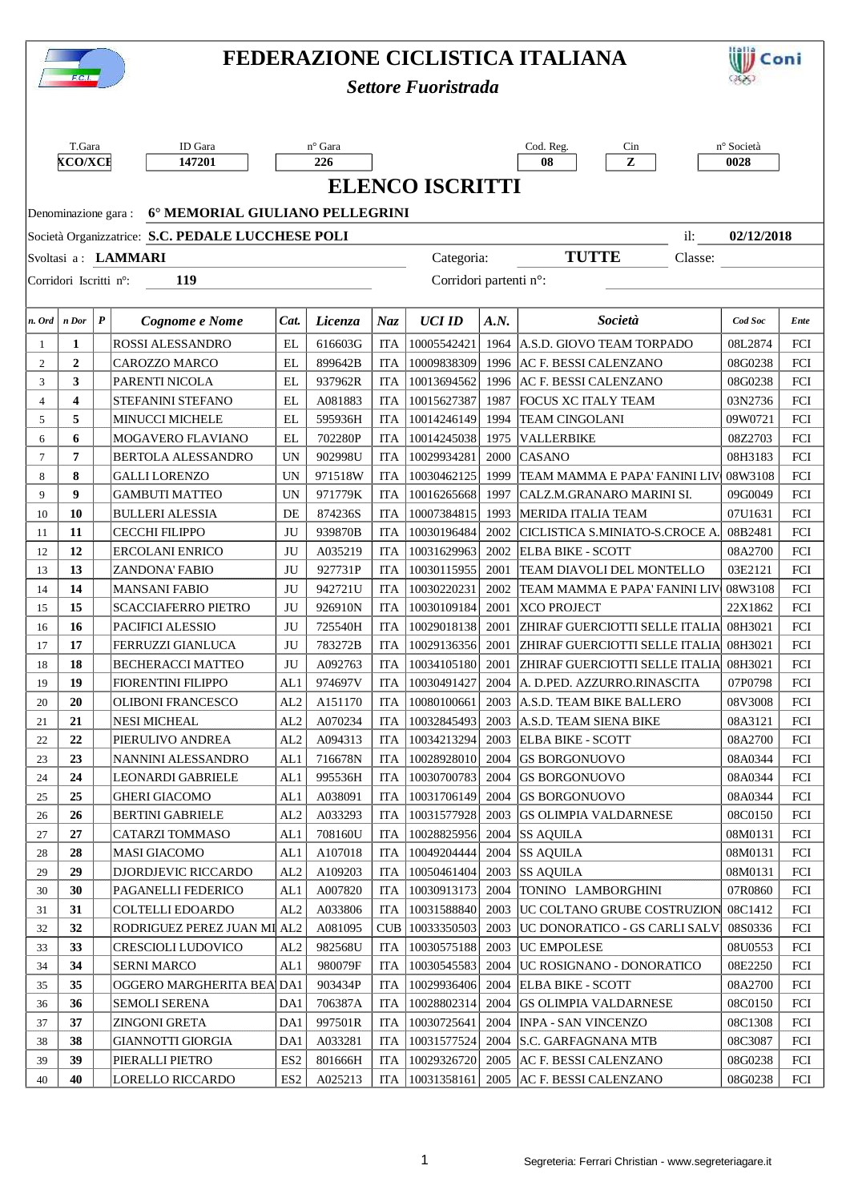# FEDERAZIONE CICLISTICA ITALIANA

*Settore Fuoristrada*

| T.Gara | ID Gara | n° Gara | Cod. Reg. | Cin | n° Società |
|---|---|---|---|---|---|
| XCO/XCE | 147201 | 226 | 08 | Z | 0028 |

## ELENCO ISCRITTI

Denominazione gara : **6° MEMORIAL GIULIANO PELLEGRINI**

Società Organizzatrice: **S.C. PEDALE LUCCHESE POLI** il: **02/12/2018**

Svoltasi a : **LAMMARI** Categoria: **TUTTE** Classe:

Corridori Iscritti n°: **119** Corridori partenti n°:

| n. Ord | n Dor | P | Cognome e Nome | Cat. | Licenza | Naz | UCI ID | A.N. | Società | Cod Soc | Ente |
|---|---|---|---|---|---|---|---|---|---|---|---|
| 1 | **1** | | ROSSI ALESSANDRO | EL | 616603G | ITA | 10005542421 | 1964 | A.S.D. GIOVO TEAM TORPADO | 08L2874 | FCI |
| 2 | **2** | | CAROZZO MARCO | EL | 899642B | ITA | 10009838309 | 1996 | AC F. BESSI CALENZANO | 08G0238 | FCI |
| 3 | **3** | | PARENTI NICOLA | EL | 937962R | ITA | 10013694562 | 1996 | AC F. BESSI CALENZANO | 08G0238 | FCI |
| 4 | **4** | | STEFANINI STEFANO | EL | A081883 | ITA | 10015627387 | 1987 | FOCUS XC ITALY TEAM | 03N2736 | FCI |
| 5 | **5** | | MINUCCI MICHELE | EL | 595936H | ITA | 10014246149 | 1994 | TEAM CINGOLANI | 09W0721 | FCI |
| 6 | **6** | | MOGAVERO FLAVIANO | EL | 702280P | ITA | 10014245038 | 1975 | VALLERBIKE | 08Z2703 | FCI |
| 7 | **7** | | BERTOLA ALESSANDRO | UN | 902998U | ITA | 10029934281 | 2000 | CASANO | 08H3183 | FCI |
| 8 | **8** | | GALLI LORENZO | UN | 971518W | ITA | 10030462125 | 1999 | TEAM MAMMA E PAPA' FANINI LIV | 08W3108 | FCI |
| 9 | **9** | | GAMBUTI MATTEO | UN | 971779K | ITA | 10016265668 | 1997 | CALZ.M.GRANARO MARINI SI. | 09G0049 | FCI |
| 10 | **10** | | BULLERI ALESSIA | DE | 874236S | ITA | 10007384815 | 1993 | MERIDA ITALIA TEAM | 07U1631 | FCI |
| 11 | **11** | | CECCHI FILIPPO | JU | 939870B | ITA | 10030196484 | 2002 | CICLISTICA S.MINIATO-S.CROCE A. | 08B2481 | FCI |
| 12 | **12** | | ERCOLANI ENRICO | JU | A035219 | ITA | 10031629963 | 2002 | ELBA BIKE - SCOTT | 08A2700 | FCI |
| 13 | **13** | | ZANDONA' FABIO | JU | 927731P | ITA | 10030115955 | 2001 | TEAM DIAVOLI DEL MONTELLO | 03E2121 | FCI |
| 14 | **14** | | MANSANI FABIO | JU | 942721U | ITA | 10030220231 | 2002 | TEAM MAMMA E PAPA' FANINI LIV | 08W3108 | FCI |
| 15 | **15** | | SCACCIAFERRO PIETRO | JU | 926910N | ITA | 10030109184 | 2001 | XCO PROJECT | 22X1862 | FCI |
| 16 | **16** | | PACIFICI ALESSIO | JU | 725540H | ITA | 10029018138 | 2001 | ZHIRAF GUERCIOTTI SELLE ITALIA | 08H3021 | FCI |
| 17 | **17** | | FERRUZZI GIANLUCA | JU | 783272B | ITA | 10029136356 | 2001 | ZHIRAF GUERCIOTTI SELLE ITALIA | 08H3021 | FCI |
| 18 | **18** | | BECHERACCI MATTEO | JU | A092763 | ITA | 10034105180 | 2001 | ZHIRAF GUERCIOTTI SELLE ITALIA | 08H3021 | FCI |
| 19 | **19** | | FIORENTINI FILIPPO | AL1 | 974697V | ITA | 10030491427 | 2004 | A. D.PED. AZZURRO.RINASCITA | 07P0798 | FCI |
| 20 | **20** | | OLIBONI FRANCESCO | AL2 | A151170 | ITA | 10080100661 | 2003 | A.S.D. TEAM BIKE BALLERO | 08V3008 | FCI |
| 21 | **21** | | NESI MICHEAL | AL2 | A070234 | ITA | 10032845493 | 2003 | A.S.D. TEAM SIENA BIKE | 08A3121 | FCI |
| 22 | **22** | | PIERULIVO ANDREA | AL2 | A094313 | ITA | 10034213294 | 2003 | ELBA BIKE - SCOTT | 08A2700 | FCI |
| 23 | **23** | | NANNINI ALESSANDRO | AL1 | 716678N | ITA | 10028928010 | 2004 | GS BORGONUOVO | 08A0344 | FCI |
| 24 | **24** | | LEONARDI GABRIELE | AL1 | 995536H | ITA | 10030700783 | 2004 | GS BORGONUOVO | 08A0344 | FCI |
| 25 | **25** | | GHERI GIACOMO | AL1 | A038091 | ITA | 10031706149 | 2004 | GS BORGONUOVO | 08A0344 | FCI |
| 26 | **26** | | BERTINI GABRIELE | AL2 | A033293 | ITA | 10031577928 | 2003 | GS OLIMPIA VALDARNESE | 08C0150 | FCI |
| 27 | **27** | | CATARZI TOMMASO | AL1 | 708160U | ITA | 10028825956 | 2004 | SS AQUILA | 08M0131 | FCI |
| 28 | **28** | | MASI GIACOMO | AL1 | A107018 | ITA | 10049204444 | 2004 | SS AQUILA | 08M0131 | FCI |
| 29 | **29** | | DJORDJEVIC RICCARDO | AL2 | A109203 | ITA | 10050461404 | 2003 | SS AQUILA | 08M0131 | FCI |
| 30 | **30** | | PAGANELLI FEDERICO | AL1 | A007820 | ITA | 10030913173 | 2004 | TONINO LAMBORGHINI | 07R0860 | FCI |
| 31 | **31** | | COLTELLI EDOARDO | AL2 | A033806 | ITA | 10031588840 | 2003 | UC COLTANO GRUBE COSTRUZION | 08C1412 | FCI |
| 32 | **32** | | RODRIGUEZ PEREZ JUAN MI | AL2 | A081095 | CUB | 10033350503 | 2003 | UC DONORATICO - GS CARLI SALV | 08S0336 | FCI |
| 33 | **33** | | CRESCIOLI LUDOVICO | AL2 | 982568U | ITA | 10030575188 | 2003 | UC EMPOLESE | 08U0553 | FCI |
| 34 | **34** | | SERNI MARCO | AL1 | 980079F | ITA | 10030545583 | 2004 | UC ROSIGNANO - DONORATICO | 08E2250 | FCI |
| 35 | **35** | | OGGERO MARGHERITA BEA | DA1 | 903434P | ITA | 10029936406 | 2004 | ELBA BIKE - SCOTT | 08A2700 | FCI |
| 36 | **36** | | SEMOLI SERENA | DA1 | 706387A | ITA | 10028802314 | 2004 | GS OLIMPIA VALDARNESE | 08C0150 | FCI |
| 37 | **37** | | ZINGONI GRETA | DA1 | 997501R | ITA | 10030725641 | 2004 | INPA - SAN VINCENZO | 08C1308 | FCI |
| 38 | **38** | | GIANNOTTI GIORGIA | DA1 | A033281 | ITA | 10031577524 | 2004 | S.C. GARFAGNANA MTB | 08C3087 | FCI |
| 39 | **39** | | PIERALLI PIETRO | ES2 | 801666H | ITA | 10029326720 | 2005 | AC F. BESSI CALENZANO | 08G0238 | FCI |
| 40 | **40** | | LORELLO RICCARDO | ES2 | A025213 | ITA | 10031358161 | 2005 | AC F. BESSI CALENZANO | 08G0238 | FCI |

Segreteria: Ferrari Christian - www.segreteriagare.it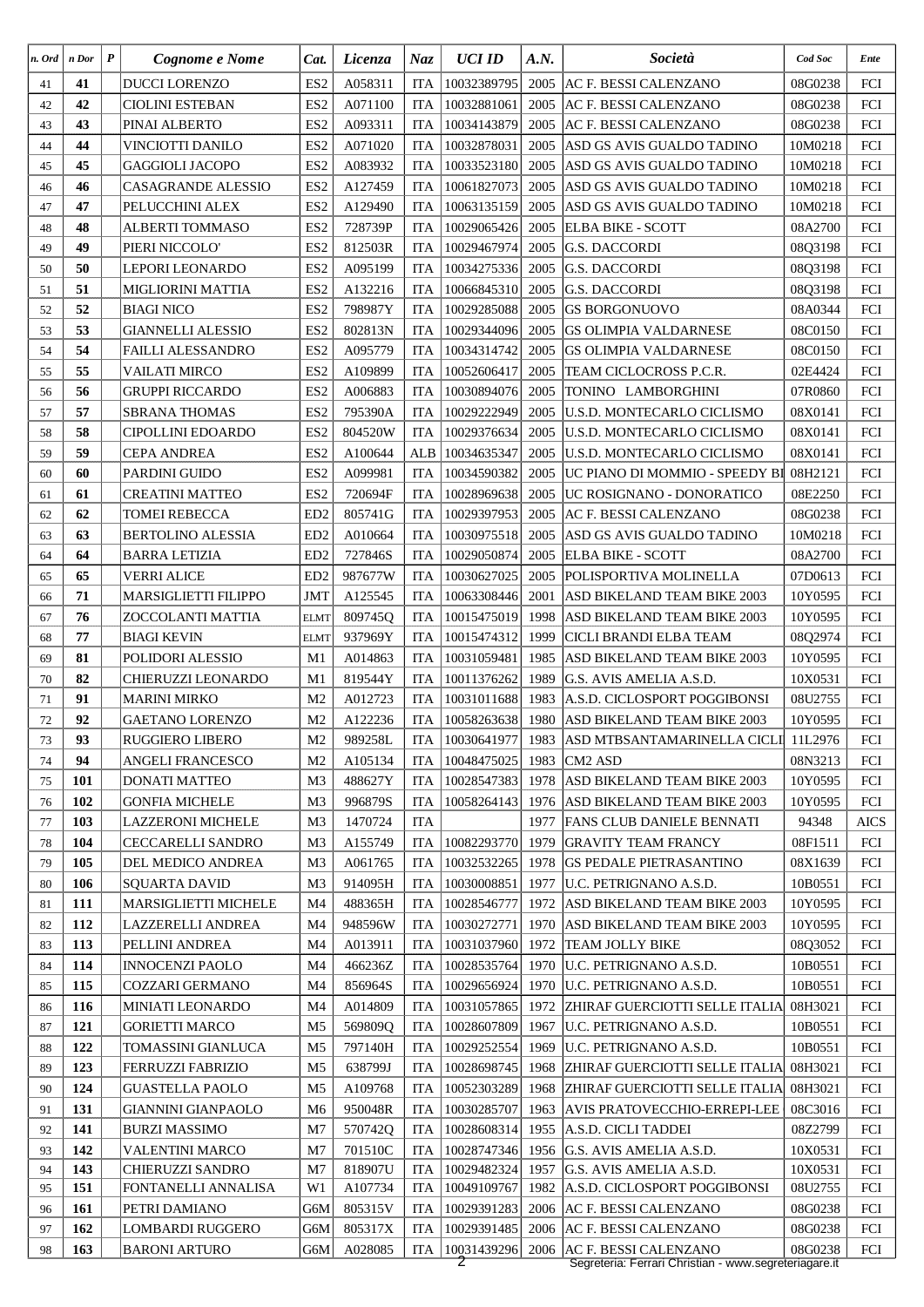| n. Ord | n Dor | P | Cognome e Nome | Cat. | Licenza | Naz | UCI ID | A.N. | Società | Cod Soc | Ente |
|---|---|---|---|---|---|---|---|---|---|---|---|
| 41 | 41 | | DUCCI LORENZO | ES2 | A058311 | ITA | 10032389795 | 2005 | AC F. BESSI CALENZANO | 08G0238 | FCI |
| 42 | 42 | | CIOLINI ESTEBAN | ES2 | A071100 | ITA | 10032881061 | 2005 | AC F. BESSI CALENZANO | 08G0238 | FCI |
| 43 | 43 | | PINAI ALBERTO | ES2 | A093311 | ITA | 10034143879 | 2005 | AC F. BESSI CALENZANO | 08G0238 | FCI |
| 44 | 44 | | VINCIOTTI DANILO | ES2 | A071020 | ITA | 10032878031 | 2005 | ASD GS AVIS GUALDO TADINO | 10M0218 | FCI |
| 45 | 45 | | GAGGIOLI JACOPO | ES2 | A083932 | ITA | 10033523180 | 2005 | ASD GS AVIS GUALDO TADINO | 10M0218 | FCI |
| 46 | 46 | | CASAGRANDE ALESSIO | ES2 | A127459 | ITA | 10061827073 | 2005 | ASD GS AVIS GUALDO TADINO | 10M0218 | FCI |
| 47 | 47 | | PELUCCHINI ALEX | ES2 | A129490 | ITA | 10063135159 | 2005 | ASD GS AVIS GUALDO TADINO | 10M0218 | FCI |
| 48 | 48 | | ALBERTI TOMMASO | ES2 | 728739P | ITA | 10029065426 | 2005 | ELBA BIKE - SCOTT | 08A2700 | FCI |
| 49 | 49 | | PIERI NICCOLO' | ES2 | 812503R | ITA | 10029467974 | 2005 | G.S. DACCORDI | 08Q3198 | FCI |
| 50 | 50 | | LEPORI LEONARDO | ES2 | A095199 | ITA | 10034275336 | 2005 | G.S. DACCORDI | 08Q3198 | FCI |
| 51 | 51 | | MIGLIORINI MATTIA | ES2 | A132216 | ITA | 10066845310 | 2005 | G.S. DACCORDI | 08Q3198 | FCI |
| 52 | 52 | | BIAGI NICO | ES2 | 798987Y | ITA | 10029285088 | 2005 | GS BORGONUOVO | 08A0344 | FCI |
| 53 | 53 | | GIANNELLI ALESSIO | ES2 | 802813N | ITA | 10029344096 | 2005 | GS OLIMPIA VALDARNESE | 08C0150 | FCI |
| 54 | 54 | | FAILLI ALESSANDRO | ES2 | A095779 | ITA | 10034314742 | 2005 | GS OLIMPIA VALDARNESE | 08C0150 | FCI |
| 55 | 55 | | VAILATI MIRCO | ES2 | A109899 | ITA | 10052606417 | 2005 | TEAM CICLOCROSS P.C.R. | 02E4424 | FCI |
| 56 | 56 | | GRUPPI RICCARDO | ES2 | A006883 | ITA | 10030894076 | 2005 | TONINO LAMBORGHINI | 07R0860 | FCI |
| 57 | 57 | | SBRANA THOMAS | ES2 | 795390A | ITA | 10029222949 | 2005 | U.S.D. MONTECARLO CICLISMO | 08X0141 | FCI |
| 58 | 58 | | CIPOLLINI EDOARDO | ES2 | 804520W | ITA | 10029376634 | 2005 | U.S.D. MONTECARLO CICLISMO | 08X0141 | FCI |
| 59 | 59 | | CEPA ANDREA | ES2 | A100644 | ALB | 10034635347 | 2005 | U.S.D. MONTECARLO CICLISMO | 08X0141 | FCI |
| 60 | 60 | | PARDINI GUIDO | ES2 | A099981 | ITA | 10034590382 | 2005 | UC PIANO DI MOMMIO - SPEEDY BI | 08H2121 | FCI |
| 61 | 61 | | CREATINI MATTEO | ES2 | 720694F | ITA | 10028969638 | 2005 | UC ROSIGNANO - DONORATICO | 08E2250 | FCI |
| 62 | 62 | | TOMEI REBECCA | ED2 | 805741G | ITA | 10029397953 | 2005 | AC F. BESSI CALENZANO | 08G0238 | FCI |
| 63 | 63 | | BERTOLINO ALESSIA | ED2 | A010664 | ITA | 10030975518 | 2005 | ASD GS AVIS GUALDO TADINO | 10M0218 | FCI |
| 64 | 64 | | BARRA LETIZIA | ED2 | 727846S | ITA | 10029050874 | 2005 | ELBA BIKE - SCOTT | 08A2700 | FCI |
| 65 | 65 | | VERRI ALICE | ED2 | 987677W | ITA | 10030627025 | 2005 | POLISPORTIVA MOLINELLA | 07D0613 | FCI |
| 66 | 71 | | MARSIGLIETTI FILIPPO | JMT | A125545 | ITA | 10063308446 | 2001 | ASD BIKELAND TEAM BIKE 2003 | 10Y0595 | FCI |
| 67 | 76 | | ZOCCOLANTI MATTIA | ELMT | 809745Q | ITA | 10015475019 | 1998 | ASD BIKELAND TEAM BIKE 2003 | 10Y0595 | FCI |
| 68 | 77 | | BIAGI KEVIN | ELMT | 937969Y | ITA | 10015474312 | 1999 | CICLI BRANDI ELBA TEAM | 08Q2974 | FCI |
| 69 | 81 | | POLIDORI ALESSIO | M1 | A014863 | ITA | 10031059481 | 1985 | ASD BIKELAND TEAM BIKE 2003 | 10Y0595 | FCI |
| 70 | 82 | | CHIERUZZI LEONARDO | M1 | 819544Y | ITA | 10011376262 | 1989 | G.S. AVIS AMELIA A.S.D. | 10X0531 | FCI |
| 71 | 91 | | MARINI MIRKO | M2 | A012723 | ITA | 10031011688 | 1983 | A.S.D. CICLOSPORT POGGIBONSI | 08U2755 | FCI |
| 72 | 92 | | GAETANO LORENZO | M2 | A122236 | ITA | 10058263638 | 1980 | ASD BIKELAND TEAM BIKE 2003 | 10Y0595 | FCI |
| 73 | 93 | | RUGGIERO LIBERO | M2 | 989258L | ITA | 10030641977 | 1983 | ASD MTBSANTAMARINELLA CICLI | 11L2976 | FCI |
| 74 | 94 | | ANGELI FRANCESCO | M2 | A105134 | ITA | 10048475025 | 1983 | CM2 ASD | 08N3213 | FCI |
| 75 | 101 | | DONATI MATTEO | M3 | 488627Y | ITA | 10028547383 | 1978 | ASD BIKELAND TEAM BIKE 2003 | 10Y0595 | FCI |
| 76 | 102 | | GONFIA MICHELE | M3 | 996879S | ITA | 10058264143 | 1976 | ASD BIKELAND TEAM BIKE 2003 | 10Y0595 | FCI |
| 77 | 103 | | LAZZERONI MICHELE | M3 | 1470724 | ITA | | 1977 | FANS CLUB DANIELE BENNATI | 94348 | AICS |
| 78 | 104 | | CECCARELLI SANDRO | M3 | A155749 | ITA | 10082293770 | 1979 | GRAVITY TEAM FRANCY | 08F1511 | FCI |
| 79 | 105 | | DEL MEDICO ANDREA | M3 | A061765 | ITA | 10032532265 | 1978 | GS PEDALE PIETRASANTINO | 08X1639 | FCI |
| 80 | 106 | | SQUARTA DAVID | M3 | 914095H | ITA | 10030008851 | 1977 | U.C. PETRIGNANO A.S.D. | 10B0551 | FCI |
| 81 | 111 | | MARSIGLIETTI MICHELE | M4 | 488365H | ITA | 10028546777 | 1972 | ASD BIKELAND TEAM BIKE 2003 | 10Y0595 | FCI |
| 82 | 112 | | LAZZERELLI ANDREA | M4 | 948596W | ITA | 10030272771 | 1970 | ASD BIKELAND TEAM BIKE 2003 | 10Y0595 | FCI |
| 83 | 113 | | PELLINI ANDREA | M4 | A013911 | ITA | 10031037960 | 1972 | TEAM JOLLY BIKE | 08Q3052 | FCI |
| 84 | 114 | | INNOCENZI PAOLO | M4 | 466236Z | ITA | 10028535764 | 1970 | U.C. PETRIGNANO A.S.D. | 10B0551 | FCI |
| 85 | 115 | | COZZARI GERMANO | M4 | 856964S | ITA | 10029656924 | 1970 | U.C. PETRIGNANO A.S.D. | 10B0551 | FCI |
| 86 | 116 | | MINIATI LEONARDO | M4 | A014809 | ITA | 10031057865 | 1972 | ZHIRAF GUERCIOTTI SELLE ITALIA | 08H3021 | FCI |
| 87 | 121 | | GORIETTI MARCO | M5 | 569809Q | ITA | 10028607809 | 1967 | U.C. PETRIGNANO A.S.D. | 10B0551 | FCI |
| 88 | 122 | | TOMASSINI GIANLUCA | M5 | 797140H | ITA | 10029252554 | 1969 | U.C. PETRIGNANO A.S.D. | 10B0551 | FCI |
| 89 | 123 | | FERRUZZI FABRIZIO | M5 | 638799J | ITA | 10028698745 | 1968 | ZHIRAF GUERCIOTTI SELLE ITALIA | 08H3021 | FCI |
| 90 | 124 | | GUASTELLA PAOLO | M5 | A109768 | ITA | 10052303289 | 1968 | ZHIRAF GUERCIOTTI SELLE ITALIA | 08H3021 | FCI |
| 91 | 131 | | GIANNINI GIANPAOLO | M6 | 950048R | ITA | 10030285707 | 1963 | AVIS PRATOVECCHIO-ERREPI-LEE | 08C3016 | FCI |
| 92 | 141 | | BURZI MASSIMO | M7 | 570742Q | ITA | 10028608314 | 1955 | A.S.D. CICLI TADDEI | 08Z2799 | FCI |
| 93 | 142 | | VALENTINI MARCO | M7 | 701510C | ITA | 10028747346 | 1956 | G.S. AVIS AMELIA A.S.D. | 10X0531 | FCI |
| 94 | 143 | | CHIERUZZI SANDRO | M7 | 818907U | ITA | 10029482324 | 1957 | G.S. AVIS AMELIA A.S.D. | 10X0531 | FCI |
| 95 | 151 | | FONTANELLI ANNALISA | W1 | A107734 | ITA | 10049109767 | 1982 | A.S.D. CICLOSPORT POGGIBONSI | 08U2755 | FCI |
| 96 | 161 | | PETRI DAMIANO | G6M | 805315V | ITA | 10029391283 | 2006 | AC F. BESSI CALENZANO | 08G0238 | FCI |
| 97 | 162 | | LOMBARDI RUGGERO | G6M | 805317X | ITA | 10029391485 | 2006 | AC F. BESSI CALENZANO | 08G0238 | FCI |
| 98 | 163 | | BARONI ARTURO | G6M | A028085 | ITA | 10031439296 | 2006 | AC F. BESSI CALENZANO | 08G0238 | FCI |

Segreteria: Ferrari Christian - www.segreteriagare.it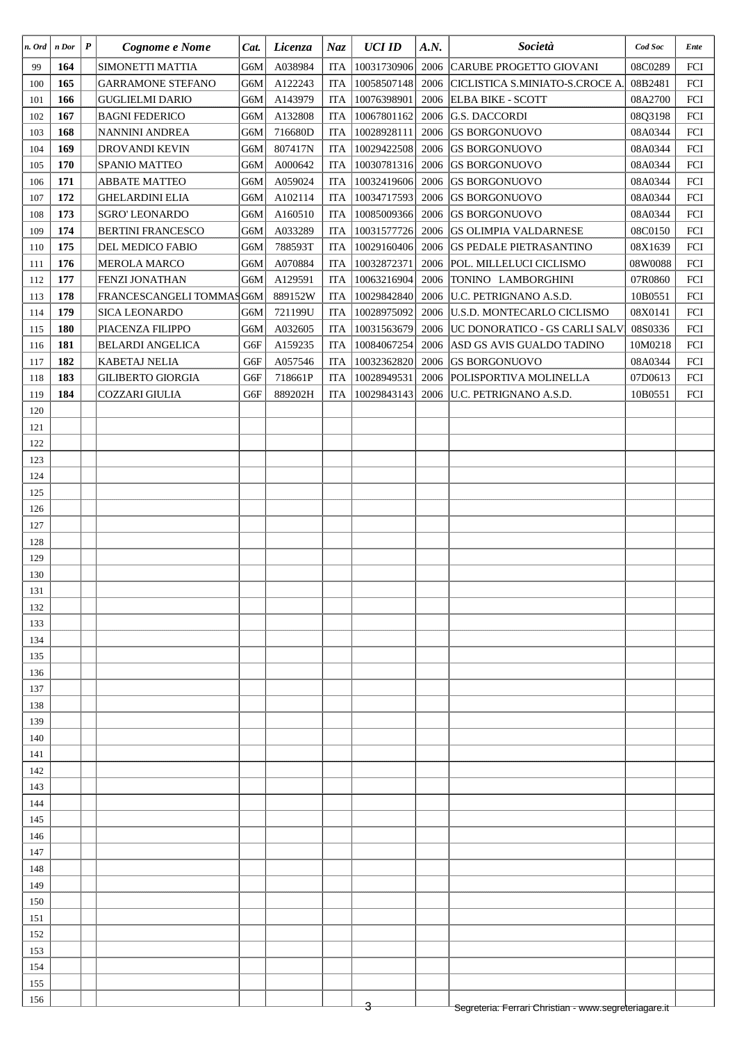| n. Ord | n Dor | P | Cognome e Nome | Cat. | Licenza | Naz | UCI ID | A.N. | Società | Cod Soc | Ente |
|---|---|---|---|---|---|---|---|---|---|---|---|
| 99 | 164 | | SIMONETTI MATTIA | G6M | A038984 | ITA | 10031730906 | 2006 | CARUBE PROGETTO GIOVANI | 08C0289 | FCI |
| 100 | 165 | | GARRAMONE STEFANO | G6M | A122243 | ITA | 10058507148 | 2006 | CICLISTICA S.MINIATO-S.CROCE A. | 08B2481 | FCI |
| 101 | 166 | | GUGLIELMI DARIO | G6M | A143979 | ITA | 10076398901 | 2006 | ELBA BIKE - SCOTT | 08A2700 | FCI |
| 102 | 167 | | BAGNI FEDERICO | G6M | A132808 | ITA | 10067801162 | 2006 | G.S. DACCORDI | 08Q3198 | FCI |
| 103 | 168 | | NANNINI ANDREA | G6M | 716680D | ITA | 10028928111 | 2006 | GS BORGONUOVO | 08A0344 | FCI |
| 104 | 169 | | DROVANDI KEVIN | G6M | 807417N | ITA | 10029422508 | 2006 | GS BORGONUOVO | 08A0344 | FCI |
| 105 | 170 | | SPANIO MATTEO | G6M | A000642 | ITA | 10030781316 | 2006 | GS BORGONUOVO | 08A0344 | FCI |
| 106 | 171 | | ABBATE MATTEO | G6M | A059024 | ITA | 10032419606 | 2006 | GS BORGONUOVO | 08A0344 | FCI |
| 107 | 172 | | GHELARDINI ELIA | G6M | A102114 | ITA | 10034717593 | 2006 | GS BORGONUOVO | 08A0344 | FCI |
| 108 | 173 | | SGRO' LEONARDO | G6M | A160510 | ITA | 10085009366 | 2006 | GS BORGONUOVO | 08A0344 | FCI |
| 109 | 174 | | BERTINI FRANCESCO | G6M | A033289 | ITA | 10031577726 | 2006 | GS OLIMPIA VALDARNESE | 08C0150 | FCI |
| 110 | 175 | | DEL MEDICO FABIO | G6M | 788593T | ITA | 10029160406 | 2006 | GS PEDALE PIETRASANTINO | 08X1639 | FCI |
| 111 | 176 | | MEROLA MARCO | G6M | A070884 | ITA | 10032872371 | 2006 | POL. MILLELUCI CICLISMO | 08W0088 | FCI |
| 112 | 177 | | FENZI JONATHAN | G6M | A129591 | ITA | 10063216904 | 2006 | TONINO LAMBORGHINI | 07R0860 | FCI |
| 113 | 178 | | FRANCESCANGELI TOMMAS | G6M | 889152W | ITA | 10029842840 | 2006 | U.C. PETRIGNANO A.S.D. | 10B0551 | FCI |
| 114 | 179 | | SICA LEONARDO | G6M | 721199U | ITA | 10028975092 | 2006 | U.S.D. MONTECARLO CICLISMO | 08X0141 | FCI |
| 115 | 180 | | PIACENZA FILIPPO | G6M | A032605 | ITA | 10031563679 | 2006 | UC DONORATICO - GS CARLI SALV | 08S0336 | FCI |
| 116 | 181 | | BELARDI ANGELICA | G6F | A159235 | ITA | 10084067254 | 2006 | ASD GS AVIS GUALDO TADINO | 10M0218 | FCI |
| 117 | 182 | | KABETAJ NELIA | G6F | A057546 | ITA | 10032362820 | 2006 | GS BORGONUOVO | 08A0344 | FCI |
| 118 | 183 | | GILIBERTO GIORGIA | G6F | 718661P | ITA | 10028949531 | 2006 | POLISPORTIVA MOLINELLA | 07D0613 | FCI |
| 119 | 184 | | COZZARI GIULIA | G6F | 889202H | ITA | 10029843143 | 2006 | U.C. PETRIGNANO A.S.D. | 10B0551 | FCI |
| 120 | | | | | | | | | | | |
| 121 | | | | | | | | | | | |
| 122 | | | | | | | | | | | |
| 123 | | | | | | | | | | | |
| 124 | | | | | | | | | | | |
| 125 | | | | | | | | | | | |
| 126 | | | | | | | | | | | |
| 127 | | | | | | | | | | | |
| 128 | | | | | | | | | | | |
| 129 | | | | | | | | | | | |
| 130 | | | | | | | | | | | |
| 131 | | | | | | | | | | | |
| 132 | | | | | | | | | | | |
| 133 | | | | | | | | | | | |
| 134 | | | | | | | | | | | |
| 135 | | | | | | | | | | | |
| 136 | | | | | | | | | | | |
| 137 | | | | | | | | | | | |
| 138 | | | | | | | | | | | |
| 139 | | | | | | | | | | | |
| 140 | | | | | | | | | | | |
| 141 | | | | | | | | | | | |
| 142 | | | | | | | | | | | |
| 143 | | | | | | | | | | | |
| 144 | | | | | | | | | | | |
| 145 | | | | | | | | | | | |
| 146 | | | | | | | | | | | |
| 147 | | | | | | | | | | | |
| 148 | | | | | | | | | | | |
| 149 | | | | | | | | | | | |
| 150 | | | | | | | | | | | |
| 151 | | | | | | | | | | | |
| 152 | | | | | | | | | | | |
| 153 | | | | | | | | | | | |
| 154 | | | | | | | | | | | |
| 155 | | | | | | | | | | | |
| 156 | | | | | | | | | | | |

Segreteria: Ferrari Christian - www.segreteriagare.it